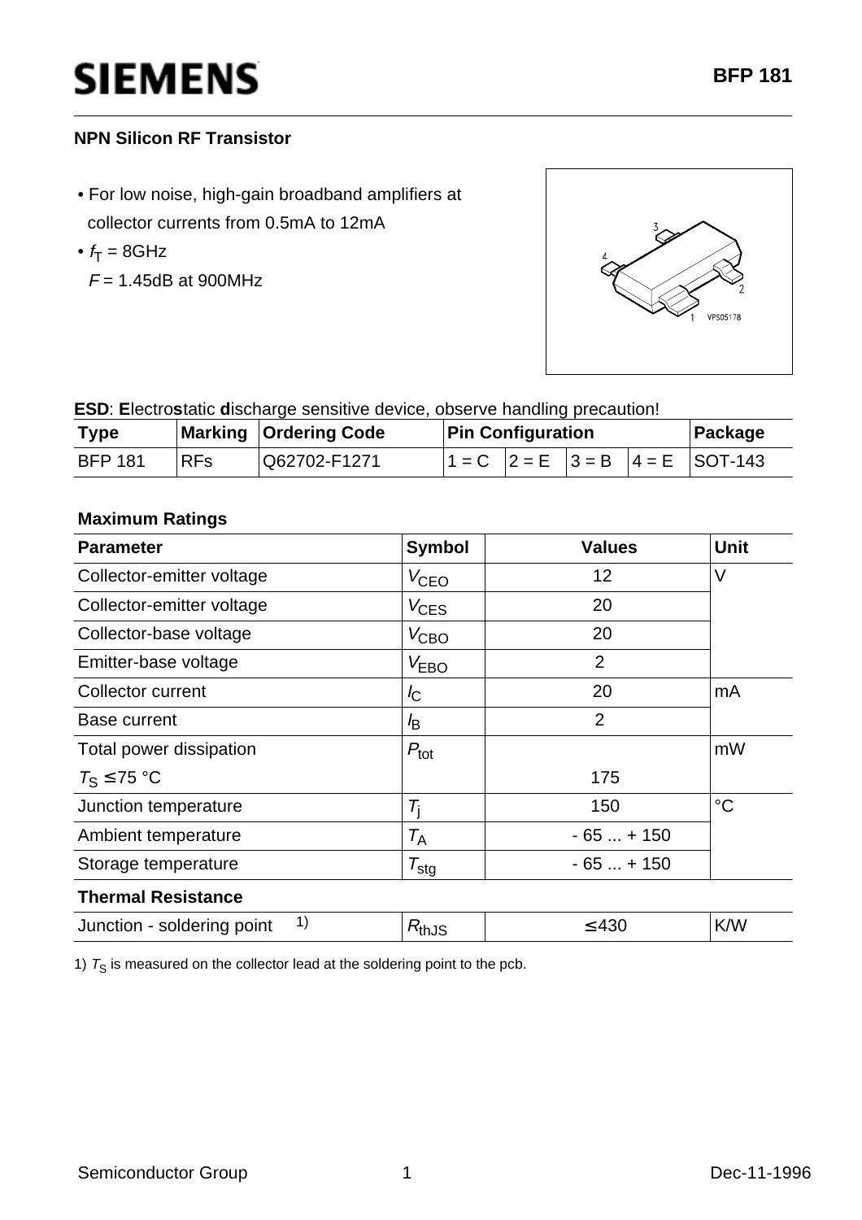# SIEMENS

**BFP 181**

**NPN Silicon RF Transistor**

- For low noise, high-gain broadband amplifiers at collector currents from 0.5mA to 12mA
- $f_T$ = 8GHz
  $F$ = 1.45dB at 900MHz

**ESD**: **E**lectro**s**tatic **d**ischarge sensitive device, observe handling precaution!

| Type | Marking | Ordering Code | Pin Configuration | | | | Package |
|---|---|---|---|---|---|---|---|
| BFP 181 | RFs | Q62702-F1271 | 1 = C | 2 = E | 3 = B | 4 = E | SOT-143 |

**Maximum Ratings**

| Parameter | Symbol | Values | Unit |
|---|---|---|---|
| Collector-emitter voltage | $V_{CEO}$ | 12 | V |
| Collector-emitter voltage | $V_{CES}$ | 20 | |
| Collector-base voltage | $V_{CBO}$ | 20 | |
| Emitter-base voltage | $V_{EBO}$ | 2 | |
| Collector current | $I_C$ | 20 | mA |
| Base current | $I_B$ | 2 | |
| Total power dissipation $T_S \leq 75$ °C | $P_{tot}$ | 175 | mW |
| Junction temperature | $T_j$ | 150 | °C |
| Ambient temperature | $T_A$ | - 65 ... + 150 | |
| Storage temperature | $T_{stg}$ | - 65 ... + 150 | |
| **Thermal Resistance** | | | |
| Junction - soldering point [1) ] | $R_{thJS}$ | ≤ 430 | K/W |

1) $T_S$ is measured on the collector lead at the soldering point to the pcb.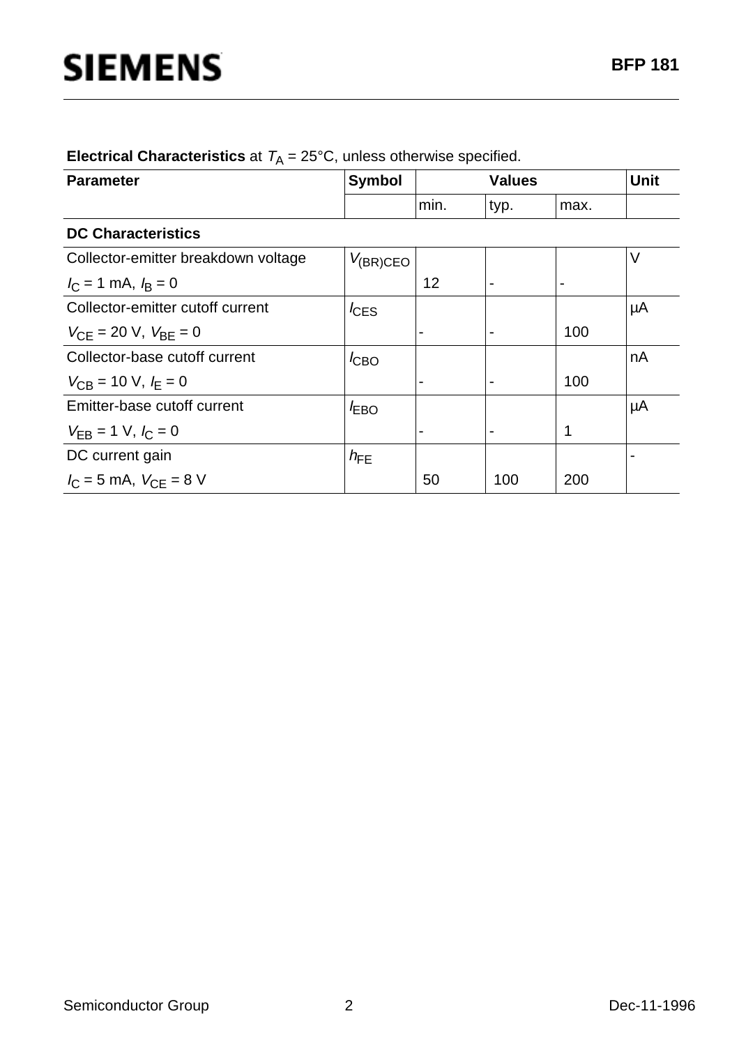**Electrical Characteristics** at $T_A$ = 25°C, unless otherwise specified.

| Parameter | Symbol | Values | | | Unit |
|---|---|---|---|---|---|
| | | min. | typ. | max. | |
| **DC Characteristics** | | | | | |
| Collector-emitter breakdown voltage<br>$I_C$ = 1 mA, $I_B$ = 0 | $V_{(BR)CEO}$ | 12 | - | - | V |
| Collector-emitter cutoff current<br>$V_{CE}$ = 20 V, $V_{BE}$ = 0 | $I_{CES}$ | - | - | 100 | µA |
| Collector-base cutoff current<br>$V_{CB}$ = 10 V, $I_E$ = 0 | $I_{CBO}$ | - | - | 100 | nA |
| Emitter-base cutoff current<br>$V_{EB}$ = 1 V, $I_C$ = 0 | $I_{EBO}$ | - | - | 1 | µA |
| DC current gain<br>$I_C$ = 5 mA, $V_{CE}$ = 8 V | $h_{FE}$ | 50 | 100 | 200 | - |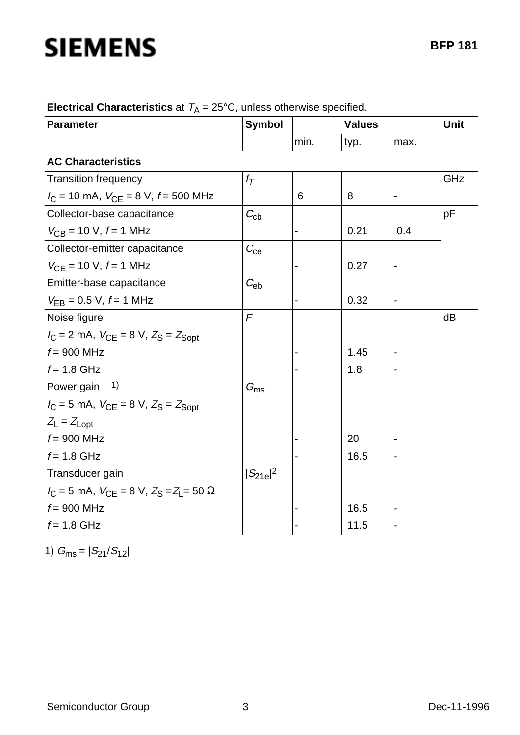**Electrical Characteristics** at $T_A$ = 25°C, unless otherwise specified.

| Parameter | Symbol | Values | | | Unit |
|---|---|---|---|---|---|
| | | min. | typ. | max. | |
| **AC Characteristics** | | | | | |
| Transition frequency<br>$I_C$ = 10 mA, $V_{CE}$ = 8 V, $f$ = 500 MHz | $f_T$ | 6 | 8 | - | GHz |
| Collector-base capacitance<br>$V_{CB}$ = 10 V, $f$ = 1 MHz | $C_{cb}$ | - | 0.21 | 0.4 | pF |
| Collector-emitter capacitance<br>$V_{CE}$ = 10 V, $f$ = 1 MHz | $C_{ce}$ | - | 0.27 | - | |
| Emitter-base capacitance<br>$V_{EB}$ = 0.5 V, $f$ = 1 MHz | $C_{eb}$ | - | 0.32 | - | |
| Noise figure<br>$I_C$ = 2 mA, $V_{CE}$ = 8 V, $Z_S$ = $Z_{Sopt}$<br>$f$ = 900 MHz<br>$f$ = 1.8 GHz | $F$ | <br><br>-<br>- | <br><br>1.45<br>1.8 | <br><br>-<br>- | dB |
| Power gain [1]<br>$I_C$ = 5 mA, $V_{CE}$ = 8 V, $Z_S$ = $Z_{Sopt}$<br>$Z_L$ = $Z_{Lopt}$<br>$f$ = 900 MHz<br>$f$ = 1.8 GHz | $G_{ms}$ | <br><br><br>-<br>- | <br><br><br>20<br>16.5 | <br><br><br>-<br>- | |
| Transducer gain<br>$I_C$ = 5 mA, $V_{CE}$ = 8 V, $Z_S$ = $Z_L$ = 50 Ω<br>$f$ = 900 MHz<br>$f$ = 1.8 GHz | $\|S_{21e}\|^2$ | <br><br>-<br>- | <br><br>16.5<br>11.5 | <br><br>-<br>- | |

1) $G_{ms} = |S_{21}/S_{12}|$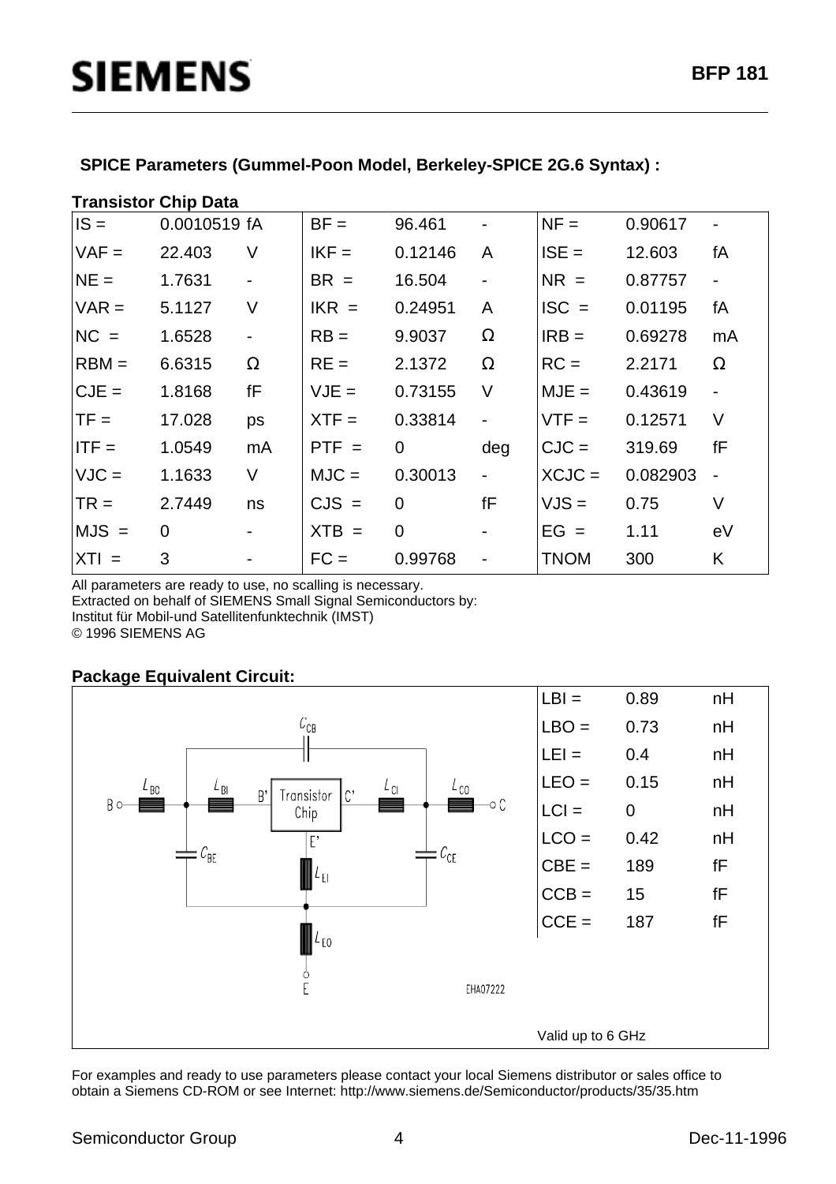### SPICE Parameters (Gummel-Poon Model, Berkeley-SPICE 2G.6 Syntax) :

**Transistor Chip Data**

| | | | | | | | | |
|---|---|---|---|---|---|---|---|---|
| IS = | 0.0010519 | fA | BF = | 96.461 | - | NF = | 0.90617 | - |
| VAF = | 22.403 | V | IKF = | 0.12146 | A | ISE = | 12.603 | fA |
| NE = | 1.7631 | - | BR = | 16.504 | - | NR = | 0.87757 | - |
| VAR = | 5.1127 | V | IKR = | 0.24951 | A | ISC = | 0.01195 | fA |
| NC = | 1.6528 | - | RB = | 9.9037 | Ω | IRB = | 0.69278 | mA |
| RBM = | 6.6315 | Ω | RE = | 2.1372 | Ω | RC = | 2.2171 | Ω |
| CJE = | 1.8168 | fF | VJE = | 0.73155 | V | MJE = | 0.43619 | - |
| TF = | 17.028 | ps | XTF = | 0.33814 | - | VTF = | 0.12571 | V |
| ITF = | 1.0549 | mA | PTF = | 0 | deg | CJC = | 319.69 | fF |
| VJC = | 1.1633 | V | MJC = | 0.30013 | - | XCJC = | 0.082903 | - |
| TR = | 2.7449 | ns | CJS = | 0 | fF | VJS = | 0.75 | V |
| MJS = | 0 | - | XTB = | 0 | - | EG = | 1.11 | eV |
| XTI = | 3 | - | FC = | 0.99768 | - | TNOM | 300 | K |

All parameters are ready to use, no scalling is necessary.
Extracted on behalf of SIEMENS Small Signal Semiconductors by:
Institut für Mobil-und Satellitenfunktechnik (IMST)
© 1996 SIEMENS AG

**Package Equivalent Circuit:**

| | | |
|---|---|---|
| LBI = | 0.89 | nH |
| LBO = | 0.73 | nH |
| LEI = | 0.4 | nH |
| LEO = | 0.15 | nH |
| LCI = | 0 | nH |
| LCO = | 0.42 | nH |
| CBE = | 189 | fF |
| CCB = | 15 | fF |
| CCE = | 187 | fF |

Valid up to 6 GHz

For examples and ready to use parameters please contact your local Siemens distributor or sales office to obtain a Siemens CD-ROM or see Internet: http://www.siemens.de/Semiconductor/products/35/35.htm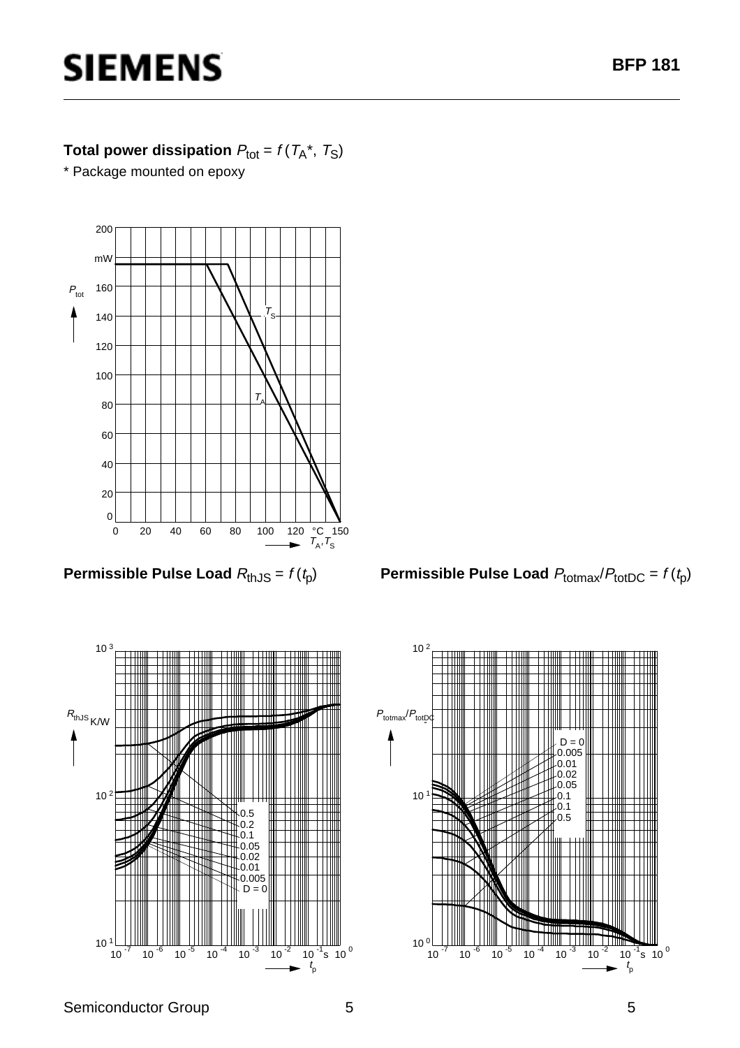**Total power dissipation** $P_{tot} = f(T_A{*}, T_S)$

\* Package mounted on epoxy

**Permissible Pulse Load** $R_{thJS} = f(t_p)$

**Permissible Pulse Load** $P_{totmax}/P_{totDC} = f(t_p)$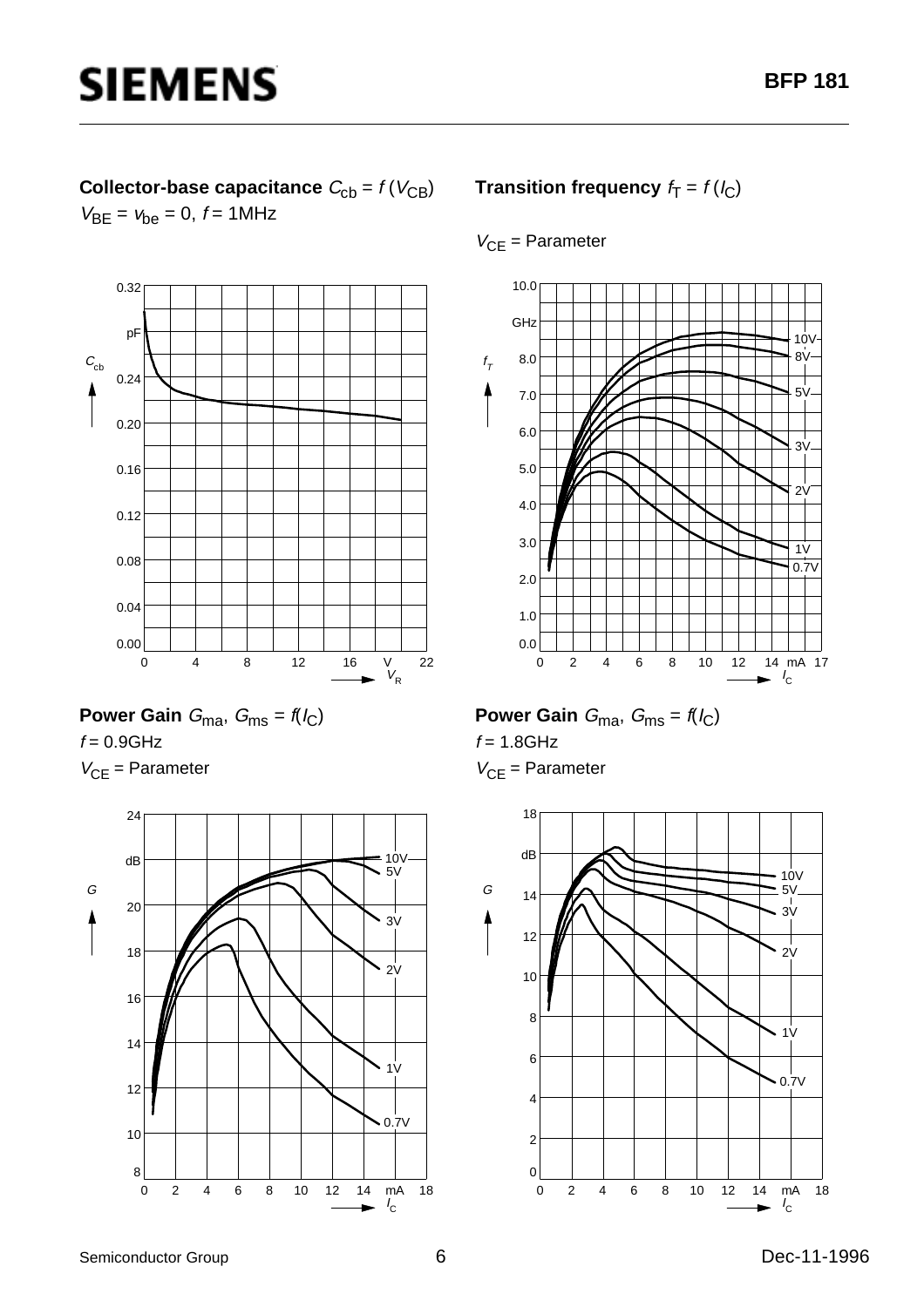**Collector-base capacitance** $C_{cb} = f(V_{CB})$

$V_{BE} = v_{be} = 0$, $f = 1\text{MHz}$

**Transition frequency** $f_T = f(I_C)$

$V_{CE}$ = Parameter

**Power Gain** $G_{ma}$, $G_{ms} = f(I_C)$

$f = 0.9\text{GHz}$

$V_{CE}$ = Parameter

**Power Gain** $G_{ma}$, $G_{ms} = f(I_C)$

$f = 1.8\text{GHz}$

$V_{CE}$ = Parameter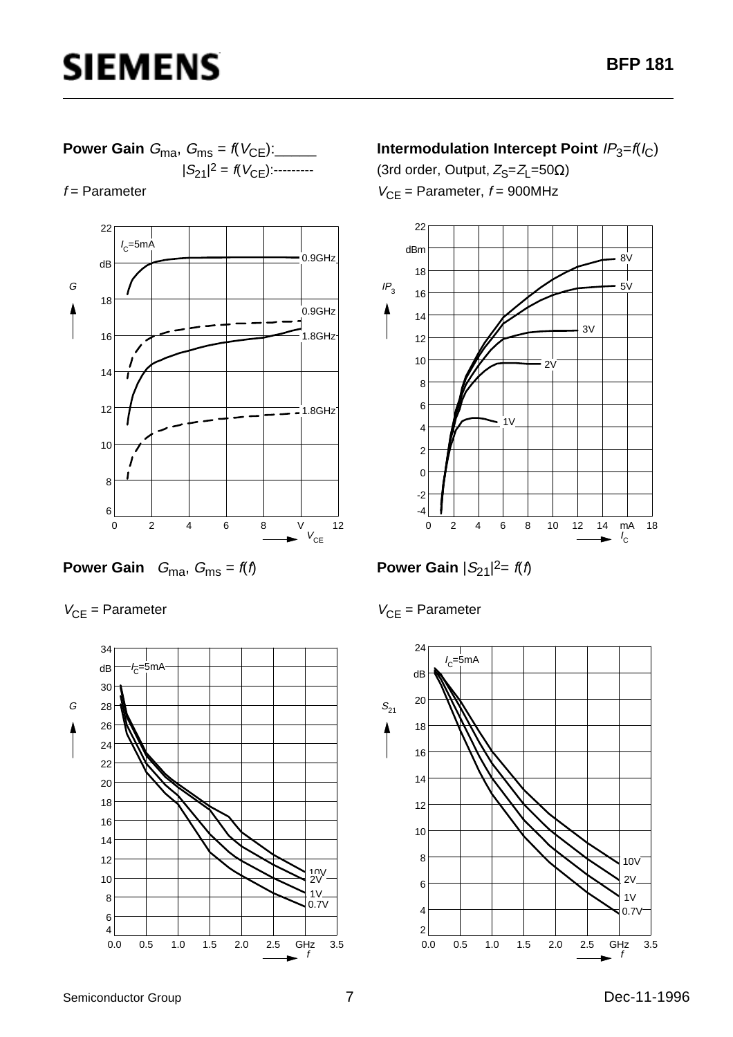**Power Gain** $G_{ma}$, $G_{ms}$ = $f(V_{CE})$:\_\_\_\_\_
$|S_{21}|^2$ = $f(V_{CE})$:---------
$f$ = Parameter

22
$I_C$=5mA
dB
G
0.9GHz
18
0.9GHz
16
1.8GHz
14
12
1.8GHz
10
8
6
0 2 4 6 8 V 12
$V_{CE}$

**Intermodulation Intercept Point** $IP_3$=$f(I_C)$
(3rd order, Output, $Z_S$=$Z_L$=50Ω)
$V_{CE}$ = Parameter, $f$ = 900MHz

22
dBm
18
$IP_3$
16
14
12
10
8
6
4
2
0
-2
-4
8V
5V
3V
2V
1V
0 2 4 6 8 10 12 14 mA 18
$I_C$

**Power Gain** $G_{ma}$, $G_{ms}$ = $f(f)$

$V_{CE}$ = Parameter

34
dB
$I_C$=5mA
30
G
28
26
24
22
20
18
16
14
12
10
8
6
4
10V
2V
1V
0.7V
0.0 0.5 1.0 1.5 2.0 2.5 GHz 3.5
$f$

**Power Gain** $|S_{21}|^2$= $f(f)$

$V_{CE}$ = Parameter

24
$I_C$=5mA
dB
20
$S_{21}$
18
16
14
12
10
8
6
4
2
10V
2V
1V
0.7V
0.0 0.5 1.0 1.5 2.0 2.5 GHz 3.5
$f$